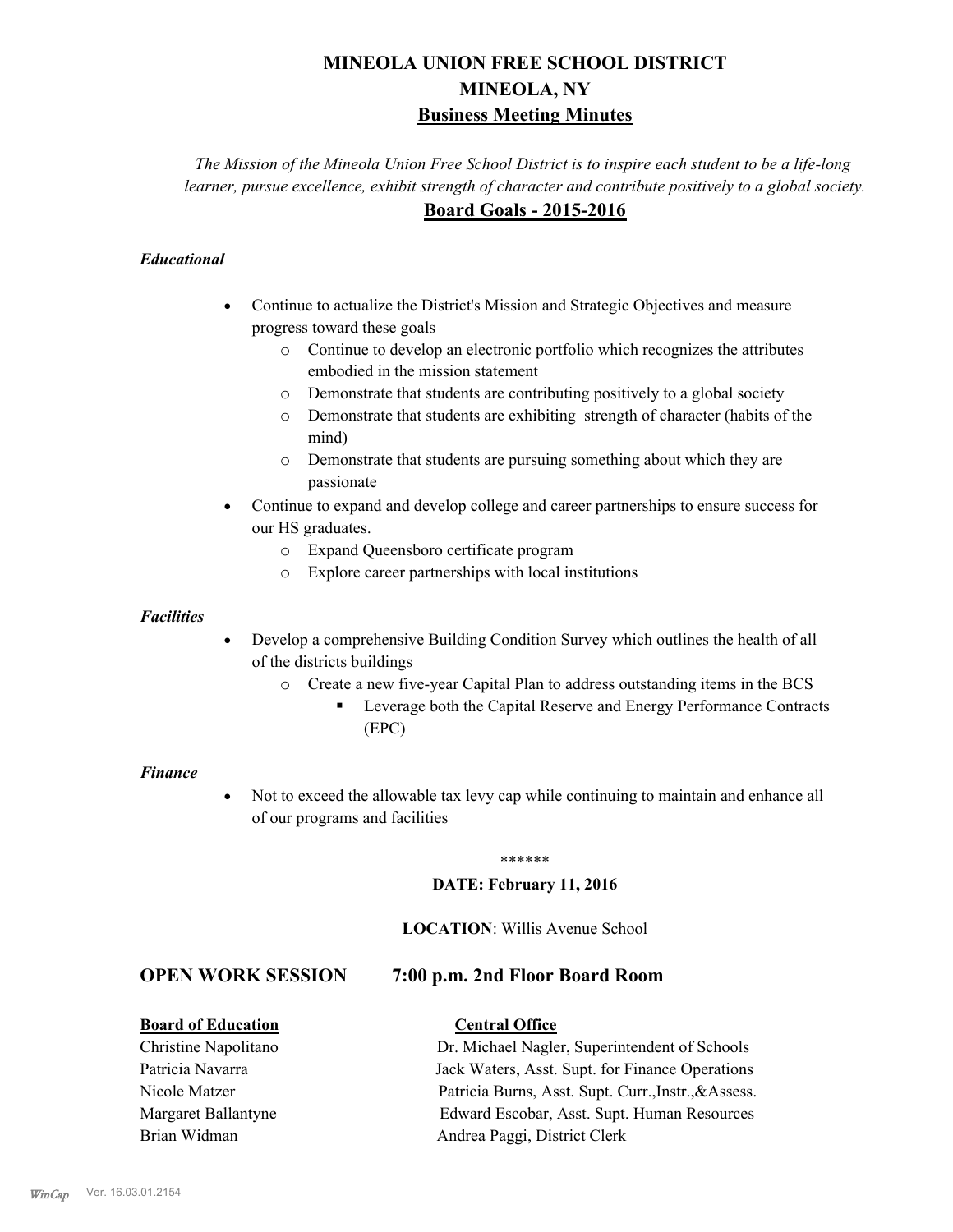# MINEOLA UNION FREE SCHOOL DISTRICT
# MINEOLA, NY
## Business Meeting Minutes

*The Mission of the Mineola Union Free School District is to inspire each student to be a life-long learner, pursue excellence, exhibit strength of character and contribute positively to a global society.*

## Board Goals - 2015-2016

***Educational***

- Continue to actualize the District's Mission and Strategic Objectives and measure progress toward these goals
  - Continue to develop an electronic portfolio which recognizes the attributes embodied in the mission statement
  - Demonstrate that students are contributing positively to a global society
  - Demonstrate that students are exhibiting strength of character (habits of the mind)
  - Demonstrate that students are pursuing something about which they are passionate
- Continue to expand and develop college and career partnerships to ensure success for our HS graduates.
  - Expand Queensboro certificate program
  - Explore career partnerships with local institutions

***Facilities***

- Develop a comprehensive Building Condition Survey which outlines the health of all of the districts buildings
  - Create a new five-year Capital Plan to address outstanding items in the BCS
    - Leverage both the Capital Reserve and Energy Performance Contracts (EPC)

***Finance***

- Not to exceed the allowable tax levy cap while continuing to maintain and enhance all of our programs and facilities

\*\*\*\*\*\*

**DATE: February 11, 2016**

**LOCATION**: Willis Avenue School

### OPEN WORK SESSION 7:00 p.m. 2nd Floor Board Room

| **Board of Education** | **Central Office** |
|---|---|
| Christine Napolitano | Dr. Michael Nagler, Superintendent of Schools |
| Patricia Navarra | Jack Waters, Asst. Supt. for Finance Operations |
| Nicole Matzer | Patricia Burns, Asst. Supt. Curr.,Instr.,&Assess. |
| Margaret Ballantyne | Edward Escobar, Asst. Supt. Human Resources |
| Brian Widman | Andrea Paggi, District Clerk |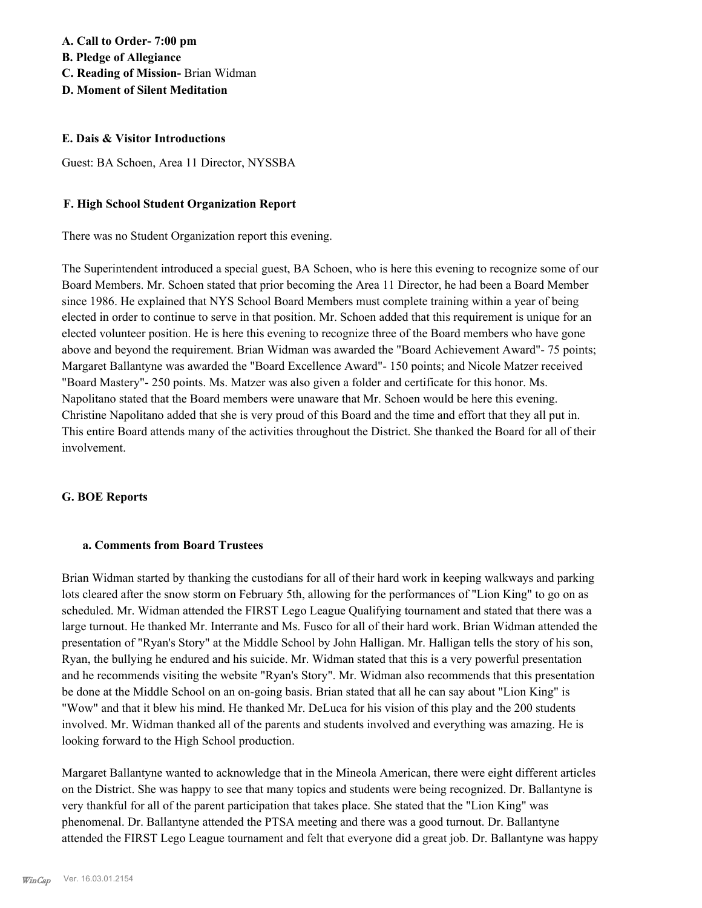**A. Call to Order- 7:00 pm**
**B. Pledge of Allegiance**
**C. Reading of Mission-** Brian Widman
**D. Moment of Silent Meditation**

**E. Dais & Visitor Introductions**

Guest: BA Schoen, Area 11 Director, NYSSBA

**F. High School Student Organization Report**

There was no Student Organization report this evening.

The Superintendent introduced a special guest, BA Schoen, who is here this evening to recognize some of our Board Members. Mr. Schoen stated that prior becoming the Area 11 Director, he had been a Board Member since 1986. He explained that NYS School Board Members must complete training within a year of being elected in order to continue to serve in that position. Mr. Schoen added that this requirement is unique for an elected volunteer position. He is here this evening to recognize three of the Board members who have gone above and beyond the requirement. Brian Widman was awarded the "Board Achievement Award"- 75 points; Margaret Ballantyne was awarded the "Board Excellence Award"- 150 points; and Nicole Matzer received "Board Mastery"- 250 points. Ms. Matzer was also given a folder and certificate for this honor. Ms. Napolitano stated that the Board members were unaware that Mr. Schoen would be here this evening. Christine Napolitano added that she is very proud of this Board and the time and effort that they all put in. This entire Board attends many of the activities throughout the District. She thanked the Board for all of their involvement.

**G. BOE Reports**

**a. Comments from Board Trustees**

Brian Widman started by thanking the custodians for all of their hard work in keeping walkways and parking lots cleared after the snow storm on February 5th, allowing for the performances of "Lion King" to go on as scheduled. Mr. Widman attended the FIRST Lego League Qualifying tournament and stated that there was a large turnout. He thanked Mr. Interrante and Ms. Fusco for all of their hard work. Brian Widman attended the presentation of "Ryan's Story" at the Middle School by John Halligan. Mr. Halligan tells the story of his son, Ryan, the bullying he endured and his suicide. Mr. Widman stated that this is a very powerful presentation and he recommends visiting the website "Ryan's Story". Mr. Widman also recommends that this presentation be done at the Middle School on an on-going basis. Brian stated that all he can say about "Lion King" is "Wow" and that it blew his mind. He thanked Mr. DeLuca for his vision of this play and the 200 students involved. Mr. Widman thanked all of the parents and students involved and everything was amazing. He is looking forward to the High School production.

Margaret Ballantyne wanted to acknowledge that in the Mineola American, there were eight different articles on the District. She was happy to see that many topics and students were being recognized. Dr. Ballantyne is very thankful for all of the parent participation that takes place. She stated that the "Lion King" was phenomenal. Dr. Ballantyne attended the PTSA meeting and there was a good turnout. Dr. Ballantyne attended the FIRST Lego League tournament and felt that everyone did a great job. Dr. Ballantyne was happy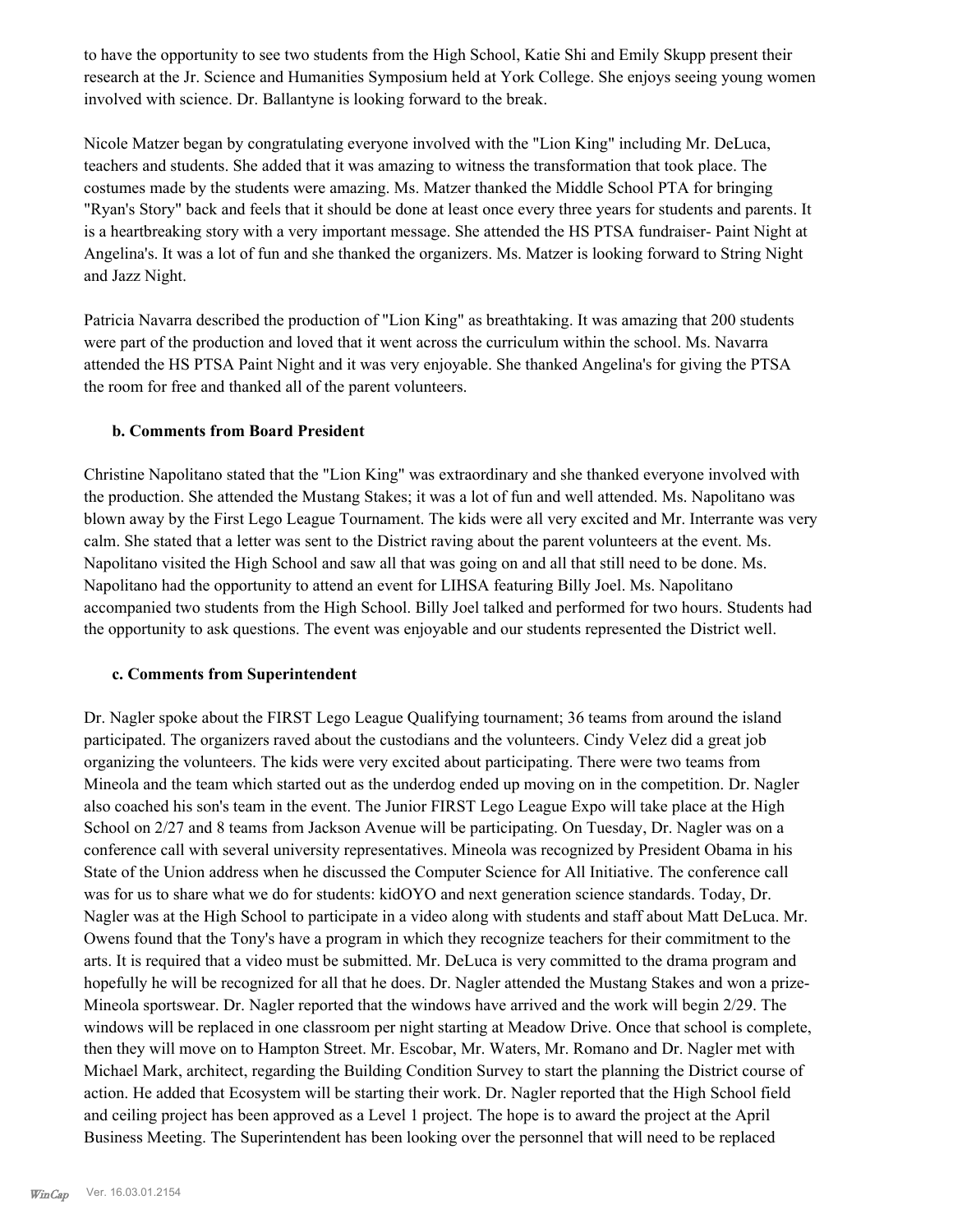to have the opportunity to see two students from the High School, Katie Shi and Emily Skupp present their research at the Jr. Science and Humanities Symposium held at York College. She enjoys seeing young women involved with science. Dr. Ballantyne is looking forward to the break.

Nicole Matzer began by congratulating everyone involved with the "Lion King" including Mr. DeLuca, teachers and students. She added that it was amazing to witness the transformation that took place. The costumes made by the students were amazing. Ms. Matzer thanked the Middle School PTA for bringing "Ryan's Story" back and feels that it should be done at least once every three years for students and parents. It is a heartbreaking story with a very important message. She attended the HS PTSA fundraiser- Paint Night at Angelina's. It was a lot of fun and she thanked the organizers. Ms. Matzer is looking forward to String Night and Jazz Night.

Patricia Navarra described the production of "Lion King" as breathtaking. It was amazing that 200 students were part of the production and loved that it went across the curriculum within the school. Ms. Navarra attended the HS PTSA Paint Night and it was very enjoyable. She thanked Angelina's for giving the PTSA the room for free and thanked all of the parent volunteers.

### b. Comments from Board President

Christine Napolitano stated that the "Lion King" was extraordinary and she thanked everyone involved with the production. She attended the Mustang Stakes; it was a lot of fun and well attended. Ms. Napolitano was blown away by the First Lego League Tournament. The kids were all very excited and Mr. Interrante was very calm. She stated that a letter was sent to the District raving about the parent volunteers at the event. Ms. Napolitano visited the High School and saw all that was going on and all that still need to be done. Ms. Napolitano had the opportunity to attend an event for LIHSA featuring Billy Joel. Ms. Napolitano accompanied two students from the High School. Billy Joel talked and performed for two hours. Students had the opportunity to ask questions. The event was enjoyable and our students represented the District well.

### c. Comments from Superintendent

Dr. Nagler spoke about the FIRST Lego League Qualifying tournament; 36 teams from around the island participated. The organizers raved about the custodians and the volunteers. Cindy Velez did a great job organizing the volunteers. The kids were very excited about participating. There were two teams from Mineola and the team which started out as the underdog ended up moving on in the competition. Dr. Nagler also coached his son's team in the event. The Junior FIRST Lego League Expo will take place at the High School on 2/27 and 8 teams from Jackson Avenue will be participating. On Tuesday, Dr. Nagler was on a conference call with several university representatives. Mineola was recognized by President Obama in his State of the Union address when he discussed the Computer Science for All Initiative. The conference call was for us to share what we do for students: kidOYO and next generation science standards. Today, Dr. Nagler was at the High School to participate in a video along with students and staff about Matt DeLuca. Mr. Owens found that the Tony's have a program in which they recognize teachers for their commitment to the arts. It is required that a video must be submitted. Mr. DeLuca is very committed to the drama program and hopefully he will be recognized for all that he does. Dr. Nagler attended the Mustang Stakes and won a prize- Mineola sportswear. Dr. Nagler reported that the windows have arrived and the work will begin 2/29. The windows will be replaced in one classroom per night starting at Meadow Drive. Once that school is complete, then they will move on to Hampton Street. Mr. Escobar, Mr. Waters, Mr. Romano and Dr. Nagler met with Michael Mark, architect, regarding the Building Condition Survey to start the planning the District course of action. He added that Ecosystem will be starting their work. Dr. Nagler reported that the High School field and ceiling project has been approved as a Level 1 project. The hope is to award the project at the April Business Meeting. The Superintendent has been looking over the personnel that will need to be replaced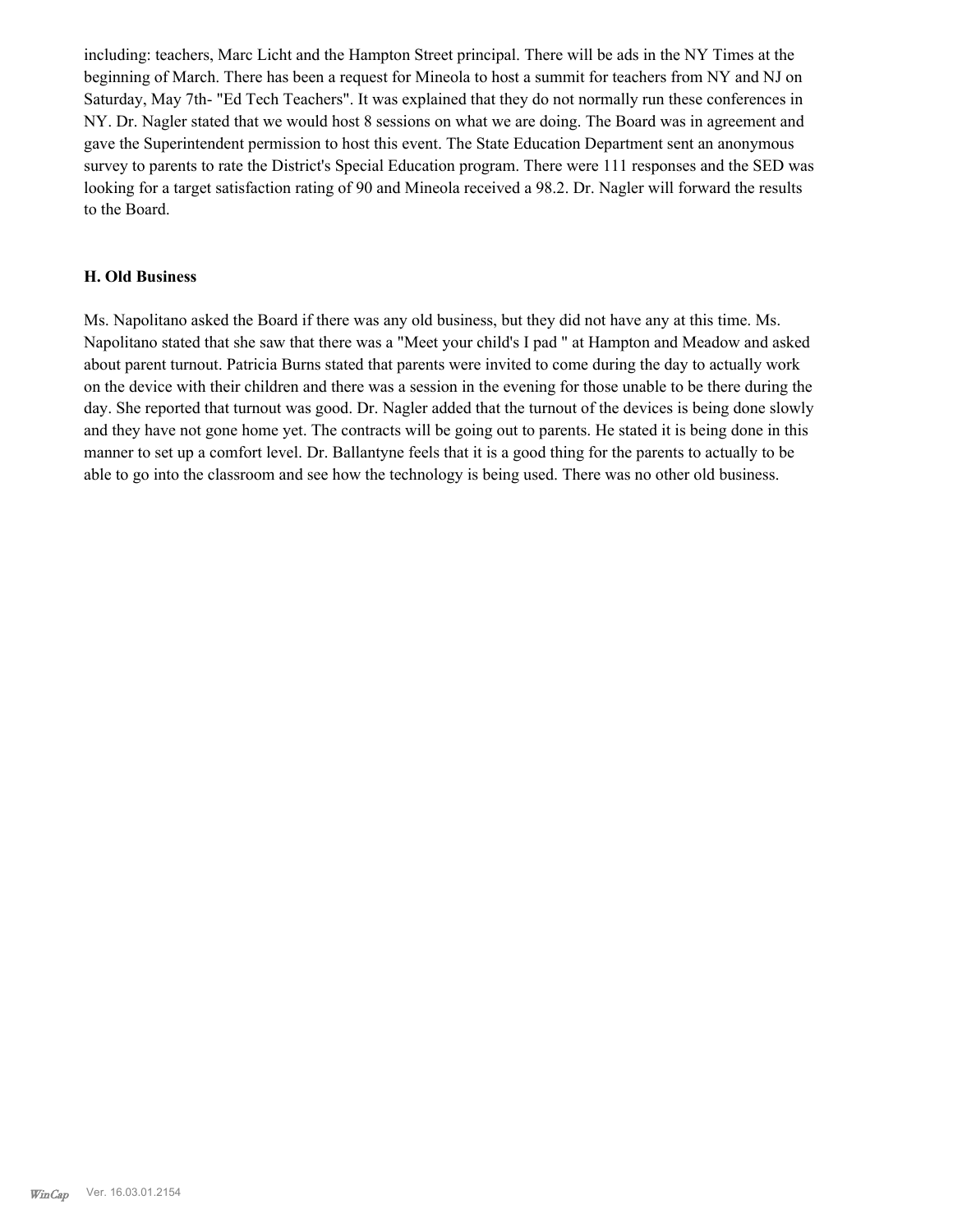including: teachers, Marc Licht and the Hampton Street principal. There will be ads in the NY Times at the beginning of March. There has been a request for Mineola to host a summit for teachers from NY and NJ on Saturday, May 7th- "Ed Tech Teachers". It was explained that they do not normally run these conferences in NY. Dr. Nagler stated that we would host 8 sessions on what we are doing. The Board was in agreement and gave the Superintendent permission to host this event. The State Education Department sent an anonymous survey to parents to rate the District's Special Education program. There were 111 responses and the SED was looking for a target satisfaction rating of 90 and Mineola received a 98.2. Dr. Nagler will forward the results to the Board.

**H. Old Business**

Ms. Napolitano asked the Board if there was any old business, but they did not have any at this time. Ms. Napolitano stated that she saw that there was a "Meet your child's I pad " at Hampton and Meadow and asked about parent turnout. Patricia Burns stated that parents were invited to come during the day to actually work on the device with their children and there was a session in the evening for those unable to be there during the day. She reported that turnout was good. Dr. Nagler added that the turnout of the devices is being done slowly and they have not gone home yet. The contracts will be going out to parents. He stated it is being done in this manner to set up a comfort level. Dr. Ballantyne feels that it is a good thing for the parents to actually to be able to go into the classroom and see how the technology is being used. There was no other old business.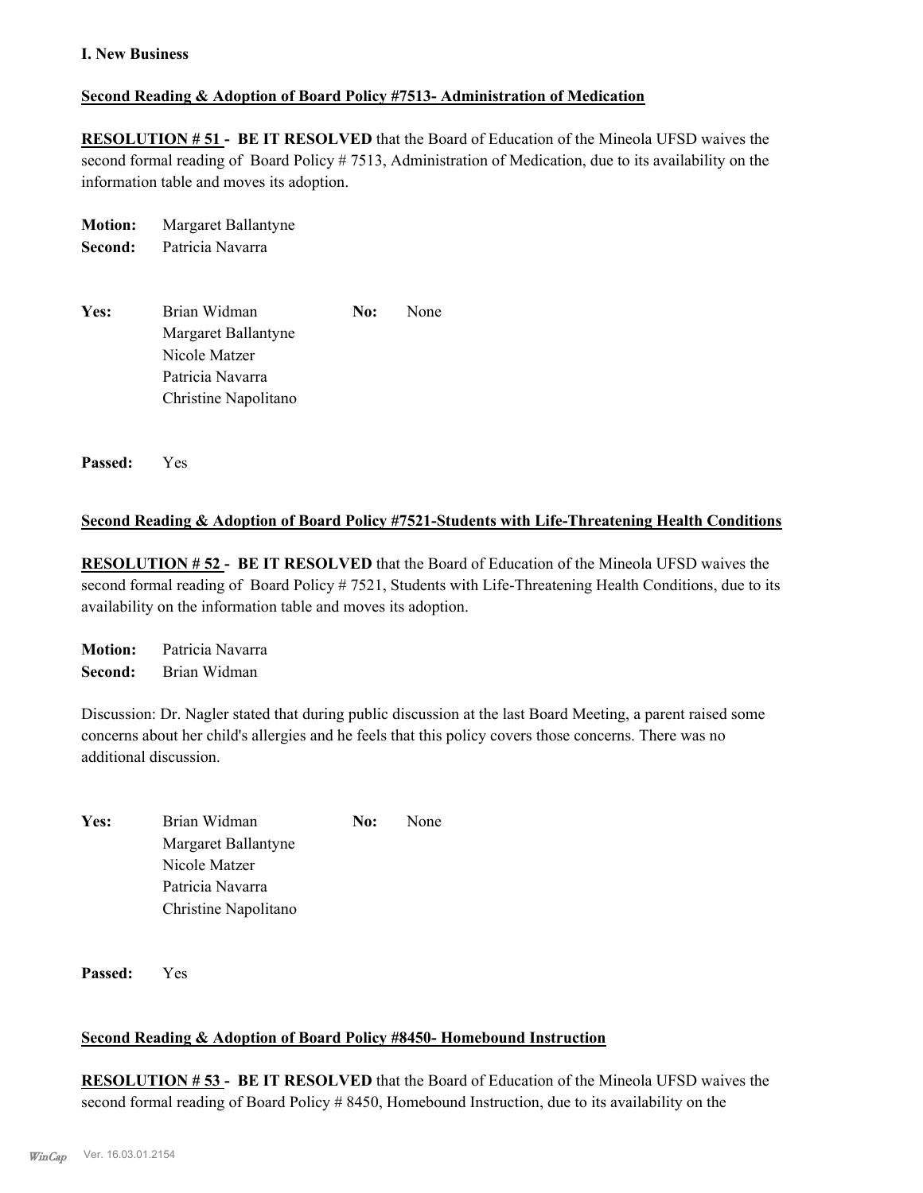**I. New Business**

**Second Reading & Adoption of Board Policy #7513- Administration of Medication**

**RESOLUTION # 51 - BE IT RESOLVED** that the Board of Education of the Mineola UFSD waives the second formal reading of Board Policy # 7513, Administration of Medication, due to its availability on the information table and moves its adoption.

**Motion:** Margaret Ballantyne
**Second:** Patricia Navarra

| **Yes:** | | **No:** | |
|---|---|---|---|
| | Brian Widman | | None |
| | Margaret Ballantyne | | |
| | Nicole Matzer | | |
| | Patricia Navarra | | |
| | Christine Napolitano | | |

**Passed:** Yes

**Second Reading & Adoption of Board Policy #7521-Students with Life-Threatening Health Conditions**

**RESOLUTION # 52 - BE IT RESOLVED** that the Board of Education of the Mineola UFSD waives the second formal reading of Board Policy # 7521, Students with Life-Threatening Health Conditions, due to its availability on the information table and moves its adoption.

**Motion:** Patricia Navarra
**Second:** Brian Widman

Discussion: Dr. Nagler stated that during public discussion at the last Board Meeting, a parent raised some concerns about her child's allergies and he feels that this policy covers those concerns. There was no additional discussion.

| **Yes:** | | **No:** | |
|---|---|---|---|
| | Brian Widman | | None |
| | Margaret Ballantyne | | |
| | Nicole Matzer | | |
| | Patricia Navarra | | |
| | Christine Napolitano | | |

**Passed:** Yes

**Second Reading & Adoption of Board Policy #8450- Homebound Instruction**

**RESOLUTION # 53 - BE IT RESOLVED** that the Board of Education of the Mineola UFSD waives the second formal reading of Board Policy # 8450, Homebound Instruction, due to its availability on the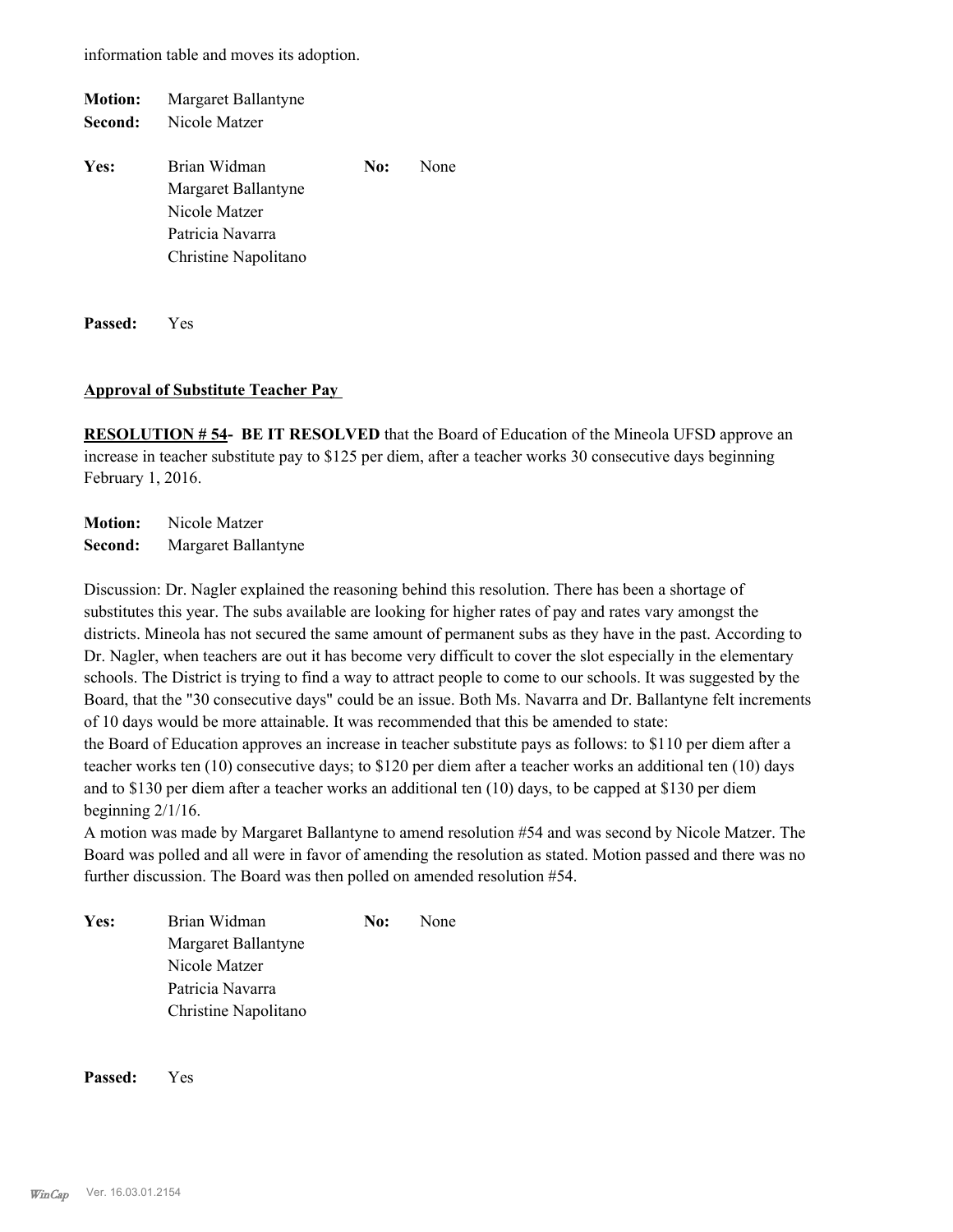information table and moves its adoption.

**Motion:** Margaret Ballantyne
**Second:** Nicole Matzer

| **Yes:** | | **No:** | |
|---|---|---|---|
| | Brian Widman | | None |
| | Margaret Ballantyne | | |
| | Nicole Matzer | | |
| | Patricia Navarra | | |
| | Christine Napolitano | | |

**Passed:** Yes

**Approval of Substitute Teacher Pay**

**RESOLUTION # 54- BE IT RESOLVED** that the Board of Education of the Mineola UFSD approve an increase in teacher substitute pay to $125 per diem, after a teacher works 30 consecutive days beginning February 1, 2016.

**Motion:** Nicole Matzer
**Second:** Margaret Ballantyne

Discussion: Dr. Nagler explained the reasoning behind this resolution. There has been a shortage of substitutes this year. The subs available are looking for higher rates of pay and rates vary amongst the districts. Mineola has not secured the same amount of permanent subs as they have in the past. According to Dr. Nagler, when teachers are out it has become very difficult to cover the slot especially in the elementary schools. The District is trying to find a way to attract people to come to our schools. It was suggested by the Board, that the "30 consecutive days" could be an issue. Both Ms. Navarra and Dr. Ballantyne felt increments of 10 days would be more attainable. It was recommended that this be amended to state:
the Board of Education approves an increase in teacher substitute pays as follows: to $110 per diem after a teacher works ten (10) consecutive days; to $120 per diem after a teacher works an additional ten (10) days and to $130 per diem after a teacher works an additional ten (10) days, to be capped at $130 per diem beginning 2/1/16.
A motion was made by Margaret Ballantyne to amend resolution #54 and was second by Nicole Matzer. The Board was polled and all were in favor of amending the resolution as stated. Motion passed and there was no further discussion. The Board was then polled on amended resolution #54.

| **Yes:** | | **No:** | |
|---|---|---|---|
| | Brian Widman | | None |
| | Margaret Ballantyne | | |
| | Nicole Matzer | | |
| | Patricia Navarra | | |
| | Christine Napolitano | | |

**Passed:** Yes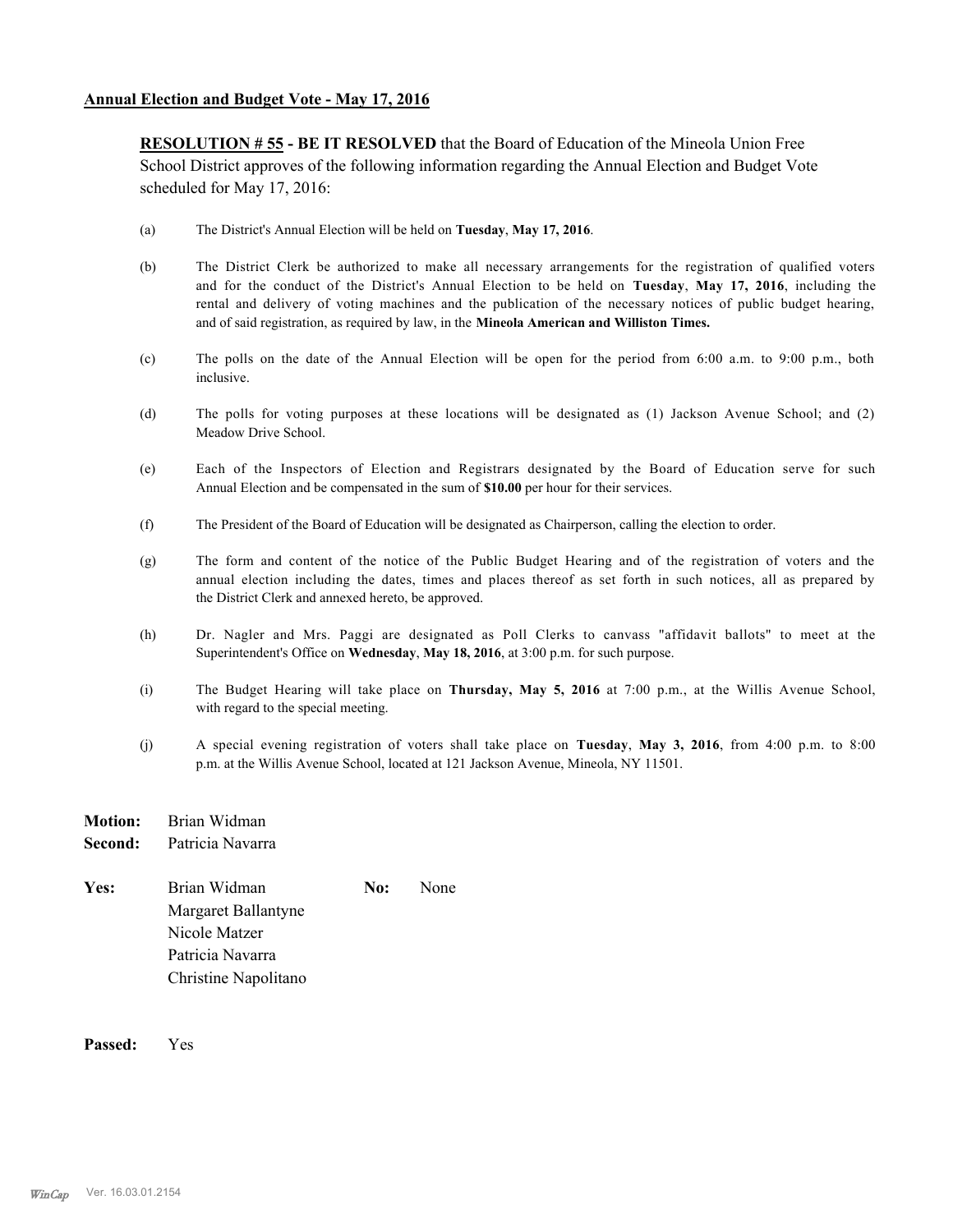**Annual Election and Budget Vote - May 17, 2016**

**RESOLUTION # 55 - BE IT RESOLVED** that the Board of Education of the Mineola Union Free School District approves of the following information regarding the Annual Election and Budget Vote scheduled for May 17, 2016:

(a) The District's Annual Election will be held on **Tuesday**, **May 17, 2016**.

(b) The District Clerk be authorized to make all necessary arrangements for the registration of qualified voters and for the conduct of the District's Annual Election to be held on **Tuesday**, **May 17, 2016**, including the rental and delivery of voting machines and the publication of the necessary notices of public budget hearing, and of said registration, as required by law, in the **Mineola American and Williston Times.**

(c) The polls on the date of the Annual Election will be open for the period from 6:00 a.m. to 9:00 p.m., both inclusive.

(d) The polls for voting purposes at these locations will be designated as (1) Jackson Avenue School; and (2) Meadow Drive School.

(e) Each of the Inspectors of Election and Registrars designated by the Board of Education serve for such Annual Election and be compensated in the sum of **$10.00** per hour for their services.

(f) The President of the Board of Education will be designated as Chairperson, calling the election to order.

(g) The form and content of the notice of the Public Budget Hearing and of the registration of voters and the annual election including the dates, times and places thereof as set forth in such notices, all as prepared by the District Clerk and annexed hereto, be approved.

(h) Dr. Nagler and Mrs. Paggi are designated as Poll Clerks to canvass "affidavit ballots" to meet at the Superintendent's Office on **Wednesday**, **May 18, 2016**, at 3:00 p.m. for such purpose.

(i) The Budget Hearing will take place on **Thursday, May 5, 2016** at 7:00 p.m., at the Willis Avenue School, with regard to the special meeting.

(j) A special evening registration of voters shall take place on **Tuesday**, **May 3, 2016**, from 4:00 p.m. to 8:00 p.m. at the Willis Avenue School, located at 121 Jackson Avenue, Mineola, NY 11501.

**Motion:** Brian Widman
**Second:** Patricia Navarra

**Yes:** Brian Widman, Margaret Ballantyne, Nicole Matzer, Patricia Navarra, Christine Napolitano
**No:** None

**Passed:** Yes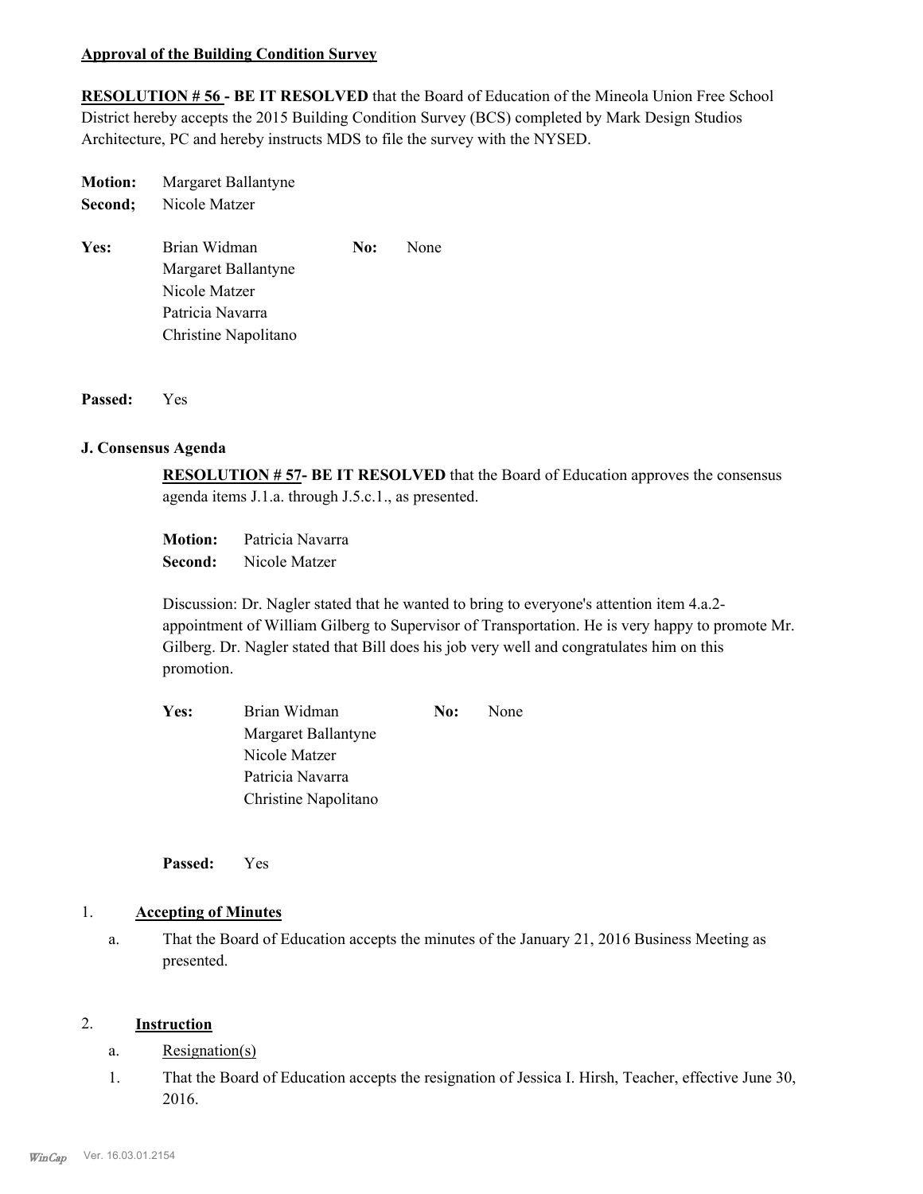**Approval of the Building Condition Survey**

**RESOLUTION # 56 - BE IT RESOLVED** that the Board of Education of the Mineola Union Free School District hereby accepts the 2015 Building Condition Survey (BCS) completed by Mark Design Studios Architecture, PC and hereby instructs MDS to file the survey with the NYSED.

**Motion:** Margaret Ballantyne
**Second;** Nicole Matzer

**Yes:** Brian Widman, Margaret Ballantyne, Nicole Matzer, Patricia Navarra, Christine Napolitano
**No:** None

**Passed:** Yes

**J. Consensus Agenda**

**RESOLUTION # 57- BE IT RESOLVED** that the Board of Education approves the consensus agenda items J.1.a. through J.5.c.1., as presented.

**Motion:** Patricia Navarra
**Second:** Nicole Matzer

Discussion: Dr. Nagler stated that he wanted to bring to everyone's attention item 4.a.2- appointment of William Gilberg to Supervisor of Transportation. He is very happy to promote Mr. Gilberg. Dr. Nagler stated that Bill does his job very well and congratulates him on this promotion.

**Yes:** Brian Widman, Margaret Ballantyne, Nicole Matzer, Patricia Navarra, Christine Napolitano
**No:** None

**Passed:** Yes

1. **Accepting of Minutes**
   a. That the Board of Education accepts the minutes of the January 21, 2016 Business Meeting as presented.

2. **Instruction**
   a. Resignation(s)
   1. That the Board of Education accepts the resignation of Jessica I. Hirsh, Teacher, effective June 30, 2016.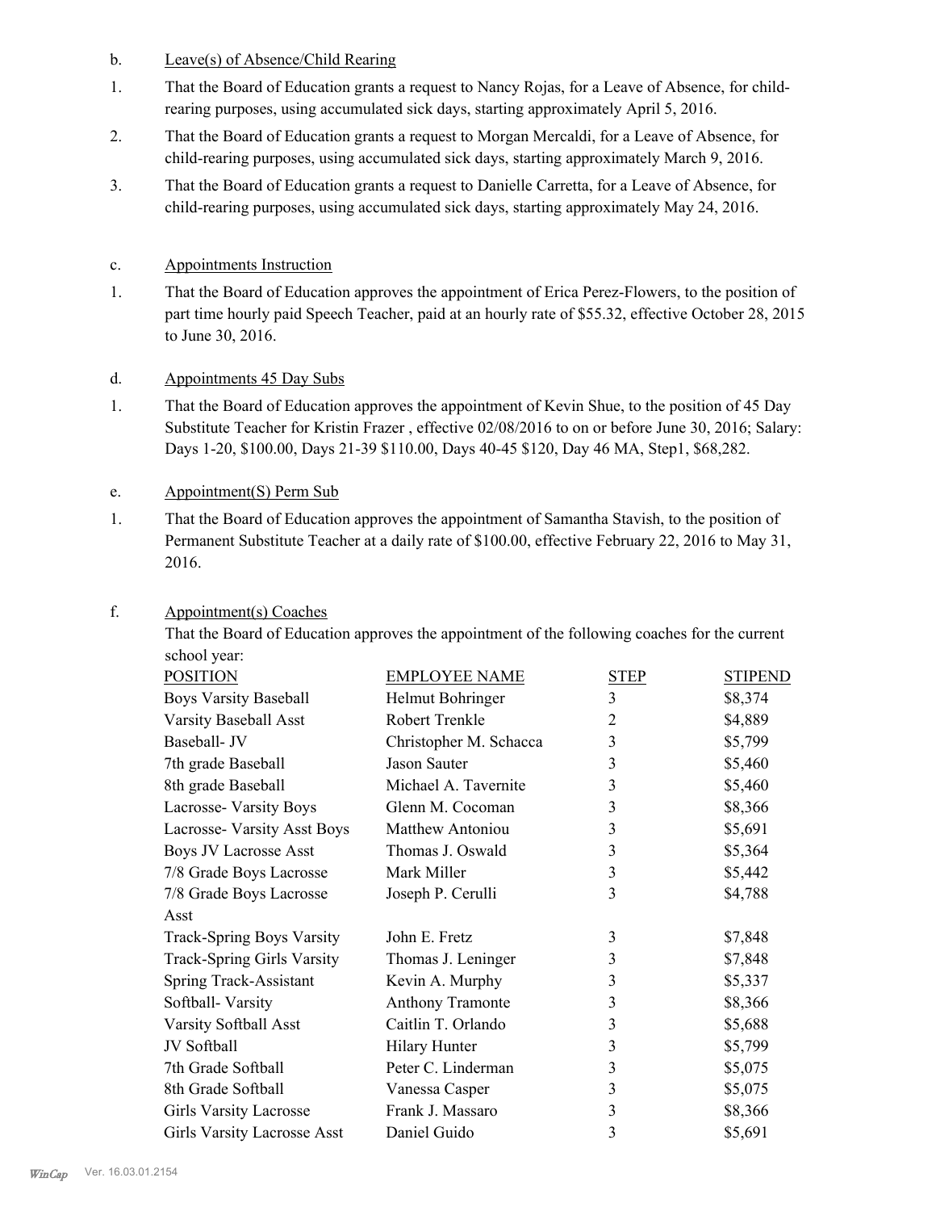b. Leave(s) of Absence/Child Rearing

1. That the Board of Education grants a request to Nancy Rojas, for a Leave of Absence, for child-rearing purposes, using accumulated sick days, starting approximately April 5, 2016.
2. That the Board of Education grants a request to Morgan Mercaldi, for a Leave of Absence, for child-rearing purposes, using accumulated sick days, starting approximately March 9, 2016.
3. That the Board of Education grants a request to Danielle Carretta, for a Leave of Absence, for child-rearing purposes, using accumulated sick days, starting approximately May 24, 2016.

c. Appointments Instruction

1. That the Board of Education approves the appointment of Erica Perez-Flowers, to the position of part time hourly paid Speech Teacher, paid at an hourly rate of $55.32, effective October 28, 2015 to June 30, 2016.

d. Appointments 45 Day Subs

1. That the Board of Education approves the appointment of Kevin Shue, to the position of 45 Day Substitute Teacher for Kristin Frazer , effective 02/08/2016 to on or before June 30, 2016; Salary: Days 1-20, $100.00, Days 21-39 $110.00, Days 40-45 $120, Day 46 MA, Step1, $68,282.

e. Appointment(S) Perm Sub

1. That the Board of Education approves the appointment of Samantha Stavish, to the position of Permanent Substitute Teacher at a daily rate of $100.00, effective February 22, 2016 to May 31, 2016.

f. Appointment(s) Coaches

That the Board of Education approves the appointment of the following coaches for the current school year:

| POSITION | EMPLOYEE NAME | STEP | STIPEND |
|---|---|---|---|
| Boys Varsity Baseball | Helmut Bohringer | 3 | $8,374 |
| Varsity Baseball Asst | Robert Trenkle | 2 | $4,889 |
| Baseball- JV | Christopher M. Schacca | 3 | $5,799 |
| 7th grade Baseball | Jason Sauter | 3 | $5,460 |
| 8th grade Baseball | Michael A. Tavernite | 3 | $5,460 |
| Lacrosse- Varsity Boys | Glenn M. Cocoman | 3 | $8,366 |
| Lacrosse- Varsity Asst Boys | Matthew Antoniou | 3 | $5,691 |
| Boys JV Lacrosse Asst | Thomas J. Oswald | 3 | $5,364 |
| 7/8 Grade Boys Lacrosse | Mark Miller | 3 | $5,442 |
| 7/8 Grade Boys Lacrosse Asst | Joseph P. Cerulli | 3 | $4,788 |
| Track-Spring Boys Varsity | John E. Fretz | 3 | $7,848 |
| Track-Spring Girls Varsity | Thomas J. Leninger | 3 | $7,848 |
| Spring Track-Assistant | Kevin A. Murphy | 3 | $5,337 |
| Softball- Varsity | Anthony Tramonte | 3 | $8,366 |
| Varsity Softball Asst | Caitlin T. Orlando | 3 | $5,688 |
| JV Softball | Hilary Hunter | 3 | $5,799 |
| 7th Grade Softball | Peter C. Linderman | 3 | $5,075 |
| 8th Grade Softball | Vanessa Casper | 3 | $5,075 |
| Girls Varsity Lacrosse | Frank J. Massaro | 3 | $8,366 |
| Girls Varsity Lacrosse Asst | Daniel Guido | 3 | $5,691 |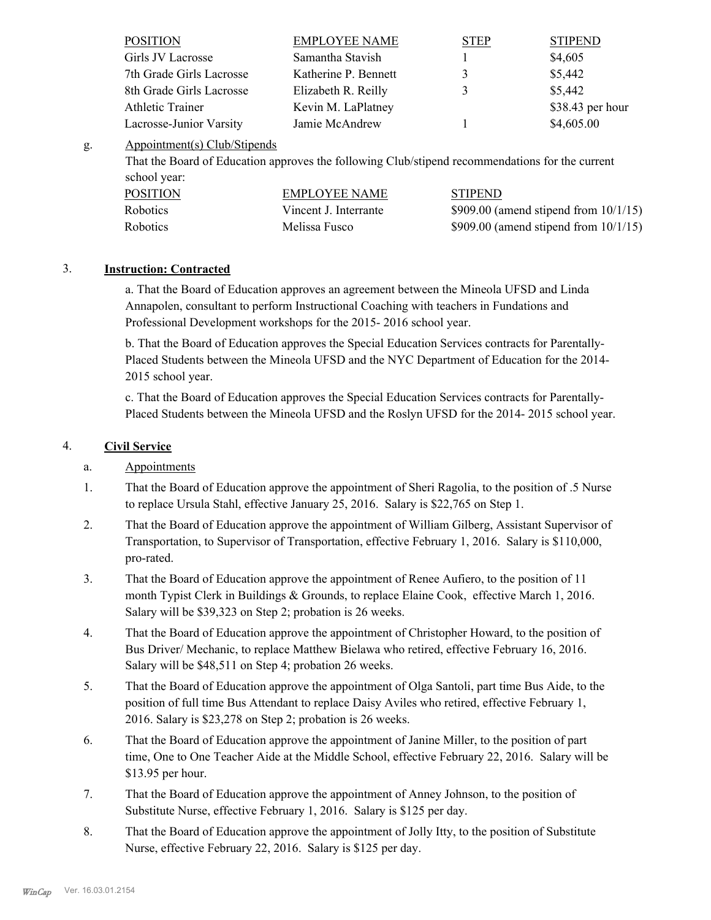| POSITION | EMPLOYEE NAME | STEP | STIPEND |
|---|---|---|---|
| Girls JV Lacrosse | Samantha Stavish | 1 | $4,605 |
| 7th Grade Girls Lacrosse | Katherine P. Bennett | 3 | $5,442 |
| 8th Grade Girls Lacrosse | Elizabeth R. Reilly | 3 | $5,442 |
| Athletic Trainer | Kevin M. LaPlatney | | $38.43 per hour |
| Lacrosse-Junior Varsity | Jamie McAndrew | 1 | $4,605.00 |

g. Appointment(s) Club/Stipends

That the Board of Education approves the following Club/stipend recommendations for the current school year:

| POSITION | EMPLOYEE NAME | STIPEND |
|---|---|---|
| Robotics | Vincent J. Interrante | $909.00 (amend stipend from 10/1/15) |
| Robotics | Melissa Fusco | $909.00 (amend stipend from 10/1/15) |

3. **Instruction: Contracted**

a. That the Board of Education approves an agreement between the Mineola UFSD and Linda Annapolen, consultant to perform Instructional Coaching with teachers in Fundations and Professional Development workshops for the 2015- 2016 school year.

b. That the Board of Education approves the Special Education Services contracts for Parentally-Placed Students between the Mineola UFSD and the NYC Department of Education for the 2014-2015 school year.

c. That the Board of Education approves the Special Education Services contracts for Parentally-Placed Students between the Mineola UFSD and the Roslyn UFSD for the 2014- 2015 school year.

4. **Civil Service**

a. Appointments

1. That the Board of Education approve the appointment of Sheri Ragolia, to the position of .5 Nurse to replace Ursula Stahl, effective January 25, 2016. Salary is $22,765 on Step 1.
2. That the Board of Education approve the appointment of William Gilberg, Assistant Supervisor of Transportation, to Supervisor of Transportation, effective February 1, 2016. Salary is $110,000, pro-rated.
3. That the Board of Education approve the appointment of Renee Aufiero, to the position of 11 month Typist Clerk in Buildings & Grounds, to replace Elaine Cook, effective March 1, 2016. Salary will be $39,323 on Step 2; probation is 26 weeks.
4. That the Board of Education approve the appointment of Christopher Howard, to the position of Bus Driver/ Mechanic, to replace Matthew Bielawa who retired, effective February 16, 2016. Salary will be $48,511 on Step 4; probation 26 weeks.
5. That the Board of Education approve the appointment of Olga Santoli, part time Bus Aide, to the position of full time Bus Attendant to replace Daisy Aviles who retired, effective February 1, 2016. Salary is $23,278 on Step 2; probation is 26 weeks.
6. That the Board of Education approve the appointment of Janine Miller, to the position of part time, One to One Teacher Aide at the Middle School, effective February 22, 2016. Salary will be $13.95 per hour.
7. That the Board of Education approve the appointment of Anney Johnson, to the position of Substitute Nurse, effective February 1, 2016. Salary is $125 per day.
8. That the Board of Education approve the appointment of Jolly Itty, to the position of Substitute Nurse, effective February 22, 2016. Salary is $125 per day.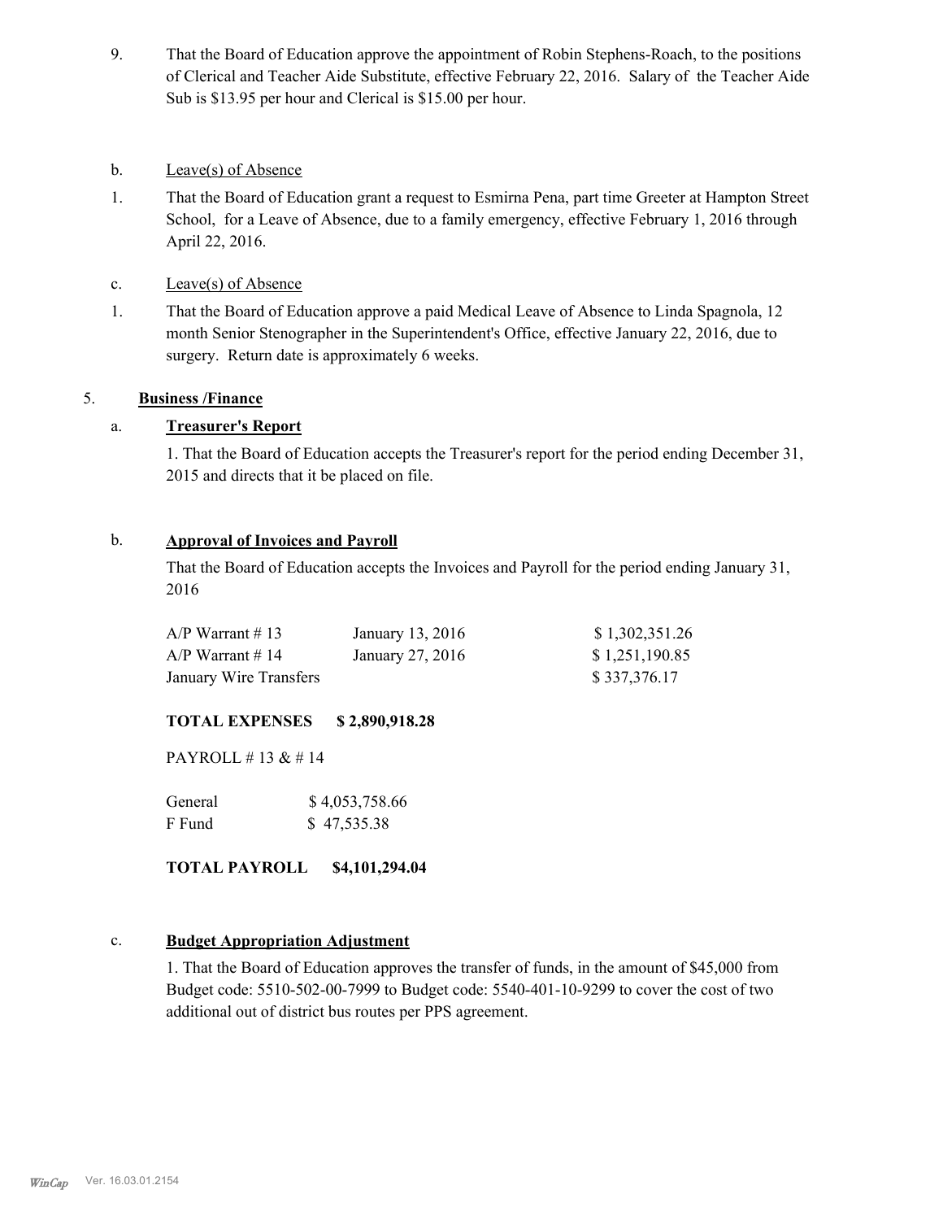9. That the Board of Education approve the appointment of Robin Stephens-Roach, to the positions of Clerical and Teacher Aide Substitute, effective February 22, 2016. Salary of the Teacher Aide Sub is $13.95 per hour and Clerical is $15.00 per hour.

b. Leave(s) of Absence

1. That the Board of Education grant a request to Esmirna Pena, part time Greeter at Hampton Street School, for a Leave of Absence, due to a family emergency, effective February 1, 2016 through April 22, 2016.

c. Leave(s) of Absence

1. That the Board of Education approve a paid Medical Leave of Absence to Linda Spagnola, 12 month Senior Stenographer in the Superintendent's Office, effective January 22, 2016, due to surgery. Return date is approximately 6 weeks.

## 5. **Business /Finance**

### a. **Treasurer's Report**

1. That the Board of Education accepts the Treasurer's report for the period ending December 31, 2015 and directs that it be placed on file.

### b. **Approval of Invoices and Payroll**

That the Board of Education accepts the Invoices and Payroll for the period ending January 31, 2016

| | | |
|---|---|---|
| A/P Warrant # 13 | January 13, 2016 | $ 1,302,351.26 |
| A/P Warrant # 14 | January 27, 2016 | $ 1,251,190.85 |
| January Wire Transfers | | $ 337,376.17 |

**TOTAL EXPENSES $ 2,890,918.28**

PAYROLL # 13 & # 14

| | |
|---|---|
| General | $ 4,053,758.66 |
| F Fund | $ 47,535.38 |

**TOTAL PAYROLL $4,101,294.04**

### c. **Budget Appropriation Adjustment**

1. That the Board of Education approves the transfer of funds, in the amount of $45,000 from Budget code: 5510-502-00-7999 to Budget code: 5540-401-10-9299 to cover the cost of two additional out of district bus routes per PPS agreement.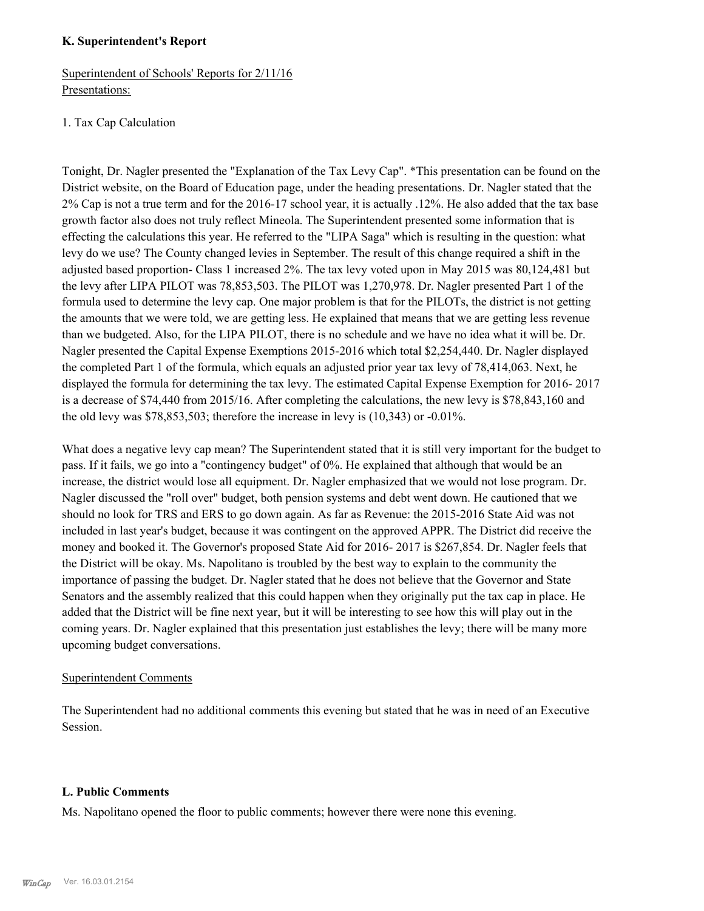**K. Superintendent's Report**

Superintendent of Schools' Reports for 2/11/16
Presentations:

1. Tax Cap Calculation

Tonight, Dr. Nagler presented the "Explanation of the Tax Levy Cap". *This presentation can be found on the District website, on the Board of Education page, under the heading presentations. Dr. Nagler stated that the 2% Cap is not a true term and for the 2016-17 school year, it is actually .12%. He also added that the tax base growth factor also does not truly reflect Mineola. The Superintendent presented some information that is effecting the calculations this year. He referred to the "LIPA Saga" which is resulting in the question: what levy do we use? The County changed levies in September. The result of this change required a shift in the adjusted based proportion- Class 1 increased 2%. The tax levy voted upon in May 2015 was 80,124,481 but the levy after LIPA PILOT was 78,853,503. The PILOT was 1,270,978. Dr. Nagler presented Part 1 of the formula used to determine the levy cap. One major problem is that for the PILOTs, the district is not getting the amounts that we were told, we are getting less. He explained that means that we are getting less revenue than we budgeted. Also, for the LIPA PILOT, there is no schedule and we have no idea what it will be. Dr. Nagler presented the Capital Expense Exemptions 2015-2016 which total $2,254,440. Dr. Nagler displayed the completed Part 1 of the formula, which equals an adjusted prior year tax levy of 78,414,063. Next, he displayed the formula for determining the tax levy. The estimated Capital Expense Exemption for 2016- 2017 is a decrease of $74,440 from 2015/16. After completing the calculations, the new levy is $78,843,160 and the old levy was $78,853,503; therefore the increase in levy is (10,343) or -0.01%.

What does a negative levy cap mean? The Superintendent stated that it is still very important for the budget to pass. If it fails, we go into a "contingency budget" of 0%. He explained that although that would be an increase, the district would lose all equipment. Dr. Nagler emphasized that we would not lose program. Dr. Nagler discussed the "roll over" budget, both pension systems and debt went down. He cautioned that we should no look for TRS and ERS to go down again. As far as Revenue: the 2015-2016 State Aid was not included in last year's budget, because it was contingent on the approved APPR. The District did receive the money and booked it. The Governor's proposed State Aid for 2016- 2017 is $267,854. Dr. Nagler feels that the District will be okay. Ms. Napolitano is troubled by the best way to explain to the community the importance of passing the budget. Dr. Nagler stated that he does not believe that the Governor and State Senators and the assembly realized that this could happen when they originally put the tax cap in place. He added that the District will be fine next year, but it will be interesting to see how this will play out in the coming years. Dr. Nagler explained that this presentation just establishes the levy; there will be many more upcoming budget conversations.

Superintendent Comments

The Superintendent had no additional comments this evening but stated that he was in need of an Executive Session.

**L. Public Comments**

Ms. Napolitano opened the floor to public comments; however there were none this evening.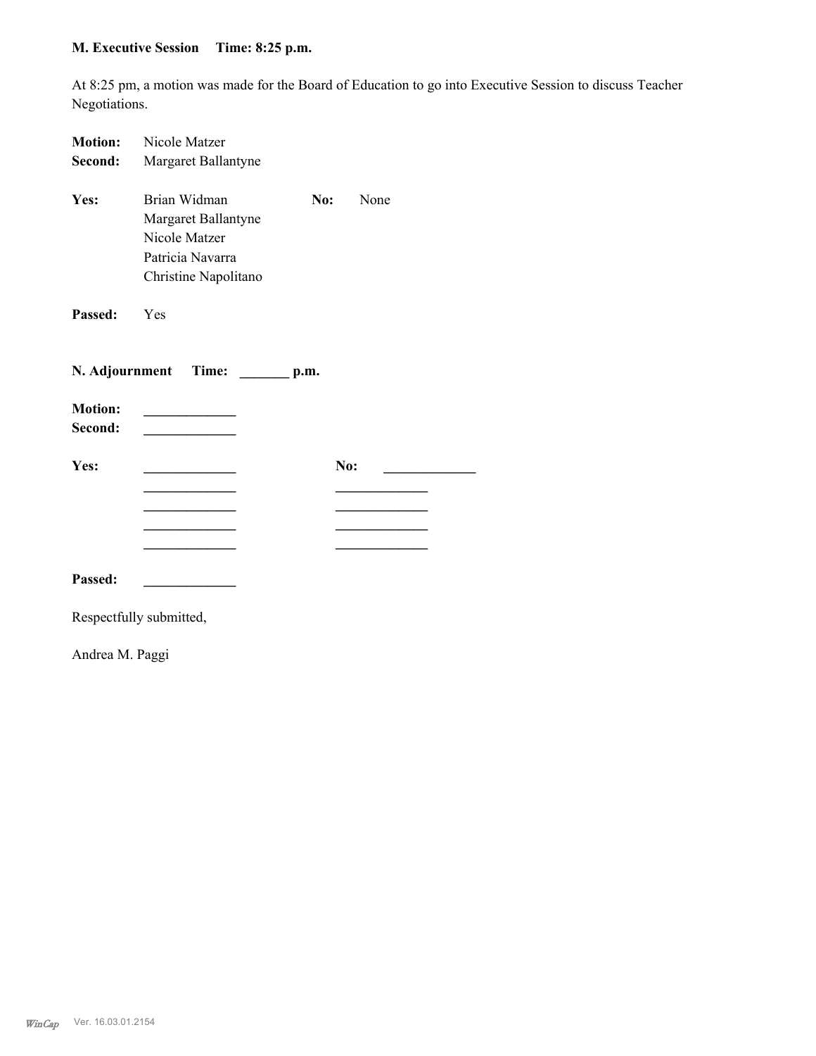**M. Executive Session   Time: 8:25 p.m.**

At 8:25 pm, a motion was made for the Board of Education to go into Executive Session to discuss Teacher Negotiations.

**Motion:** Nicole Matzer
**Second:** Margaret Ballantyne

| | | | |
|---|---|---|---|
| **Yes:** | Brian Widman | **No:** | None |
| | Margaret Ballantyne | | |
| | Nicole Matzer | | |
| | Patricia Navarra | | |
| | Christine Napolitano | | |

**Passed:** Yes

**N. Adjournment   Time: _______ p.m.**

**Motion:** _____________
**Second:** _____________

| | | | |
|---|---|---|---|
| **Yes:** | _____________ | **No:** | _____________ |
| | _____________ | | _____________ |
| | _____________ | | _____________ |
| | _____________ | | _____________ |
| | _____________ | | _____________ |

**Passed:** _____________

Respectfully submitted,

Andrea M. Paggi